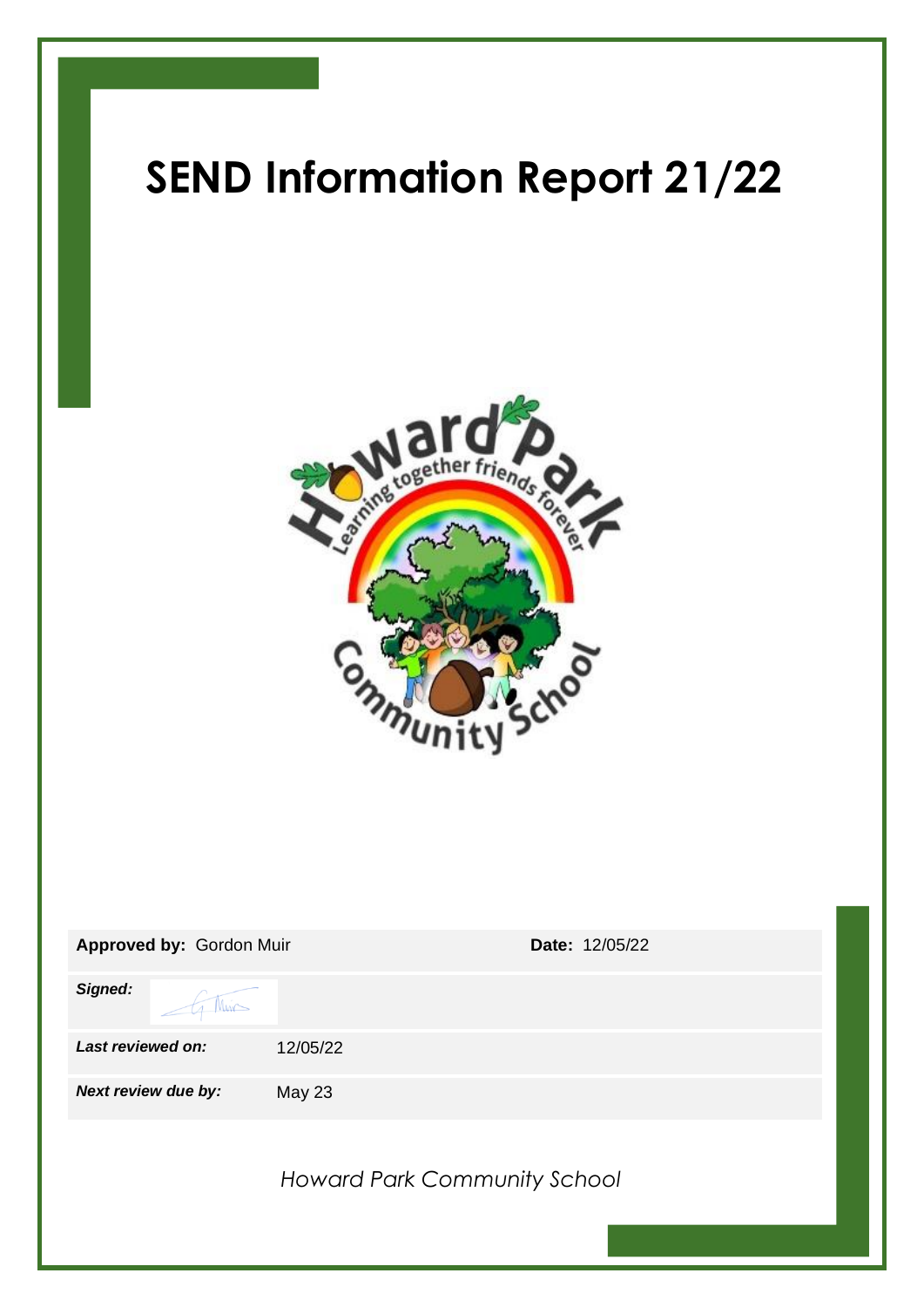# SEND Information Report 21/22

| **Approved by:** Gordon Muir | | **Date:** 12/05/22 |
|---|---|---|
| ***Signed:*** | | |
| ***Last reviewed on:*** | 12/05/22 | |
| ***Next review due by:*** | May 23 | |

*Howard Park Community School*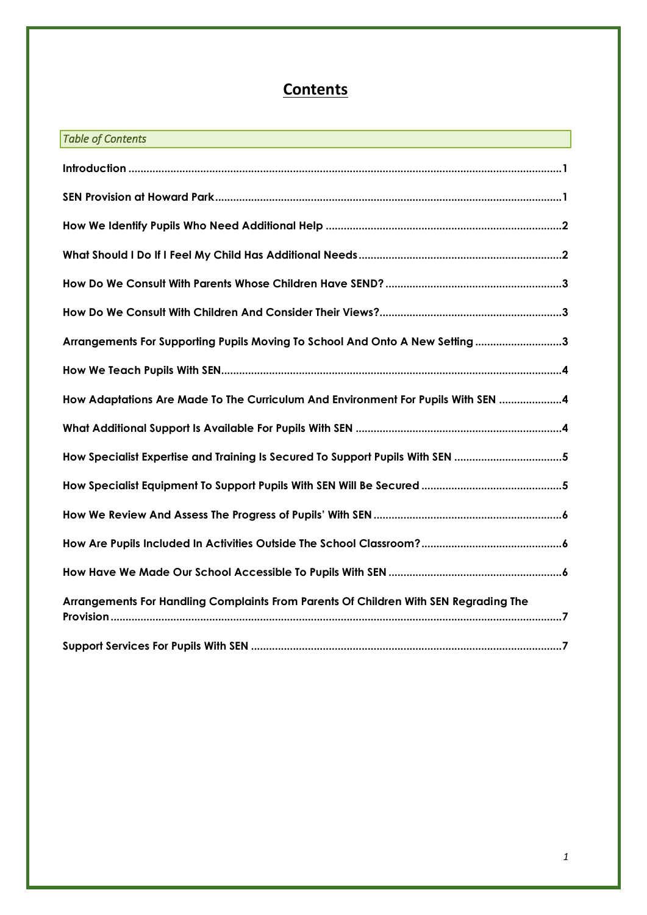# Contents

*Table of Contents*

**Introduction** ........................................................................................................................................1

**SEN Provision at Howard Park**...........................................................................................................1

**How We Identify Pupils Who Need Additional Help** ........................................................................2

**What Should I Do If I Feel My Child Has Additional Needs**.............................................................2

**How Do We Consult With Parents Whose Children Have SEND?** ....................................................3

**How Do We Consult With Children And Consider Their Views?**......................................................3

**Arrangements For Supporting Pupils Moving To School And Onto A New Setting** ..........................3

**How We Teach Pupils With SEN**........................................................................................................4

**How Adaptations Are Made To The Curriculum And Environment For Pupils With SEN** ...................4

**What Additional Support Is Available For Pupils With SEN** ..............................................................4

**How Specialist Expertise and Training Is Secured To Support Pupils With SEN** ................................5

**How Specialist Equipment To Support Pupils With SEN Will Be Secured** ........................................5

**How We Review And Assess The Progress of Pupils' With SEN** ........................................................6

**How Are Pupils Included In Activities Outside The School Classroom?**.............................................6

**How Have We Made Our School Accessible To Pupils With SEN** ....................................................6

**Arrangements For Handling Complaints From Parents Of Children With SEN Regrading The Provision**.............................................................................................................................................7

**Support Services For Pupils With SEN** ...............................................................................................7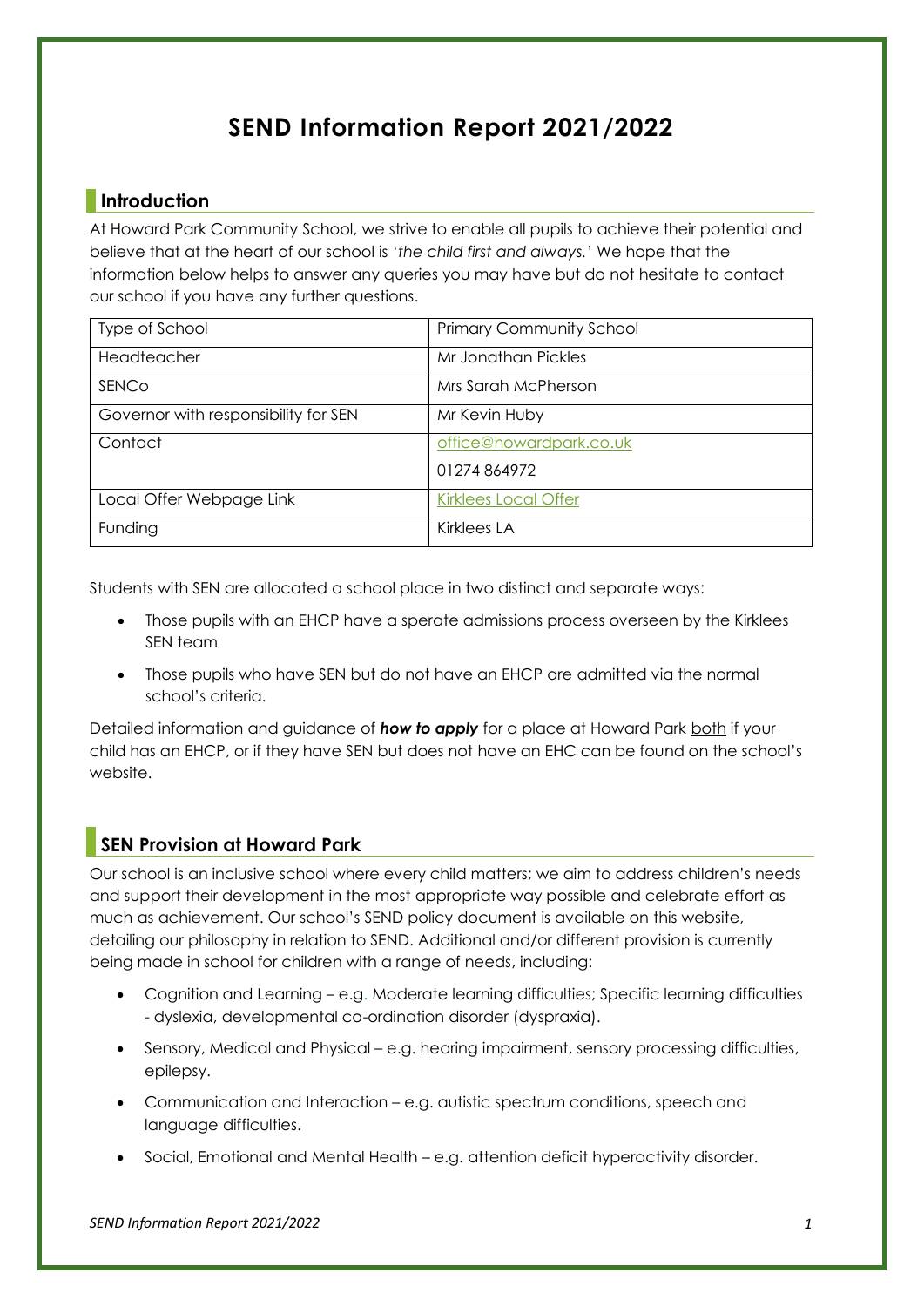# SEND Information Report 2021/2022

## Introduction

At Howard Park Community School, we strive to enable all pupils to achieve their potential and believe that at the heart of our school is '*the child first and always.*' We hope that the information below helps to answer any queries you may have but do not hesitate to contact our school if you have any further questions.

| Type of School | Primary Community School |
|---|---|
| Headteacher | Mr Jonathan Pickles |
| SENCo | Mrs Sarah McPherson |
| Governor with responsibility for SEN | Mr Kevin Huby |
| Contact | office@howardpark.co.uk<br>01274 864972 |
| Local Offer Webpage Link | Kirklees Local Offer |
| Funding | Kirklees LA |

Students with SEN are allocated a school place in two distinct and separate ways:

- Those pupils with an EHCP have a sperate admissions process overseen by the Kirklees SEN team
- Those pupils who have SEN but do not have an EHCP are admitted via the normal school's criteria.

Detailed information and guidance of ***how to apply*** for a place at Howard Park both if your child has an EHCP, or if they have SEN but does not have an EHC can be found on the school's website.

## SEN Provision at Howard Park

Our school is an inclusive school where every child matters; we aim to address children's needs and support their development in the most appropriate way possible and celebrate effort as much as achievement. Our school's SEND policy document is available on this website, detailing our philosophy in relation to SEND. Additional and/or different provision is currently being made in school for children with a range of needs, including:

- Cognition and Learning – e.g. Moderate learning difficulties; Specific learning difficulties - dyslexia, developmental co-ordination disorder (dyspraxia).
- Sensory, Medical and Physical – e.g. hearing impairment, sensory processing difficulties, epilepsy.
- Communication and Interaction – e.g. autistic spectrum conditions, speech and language difficulties.
- Social, Emotional and Mental Health – e.g. attention deficit hyperactivity disorder.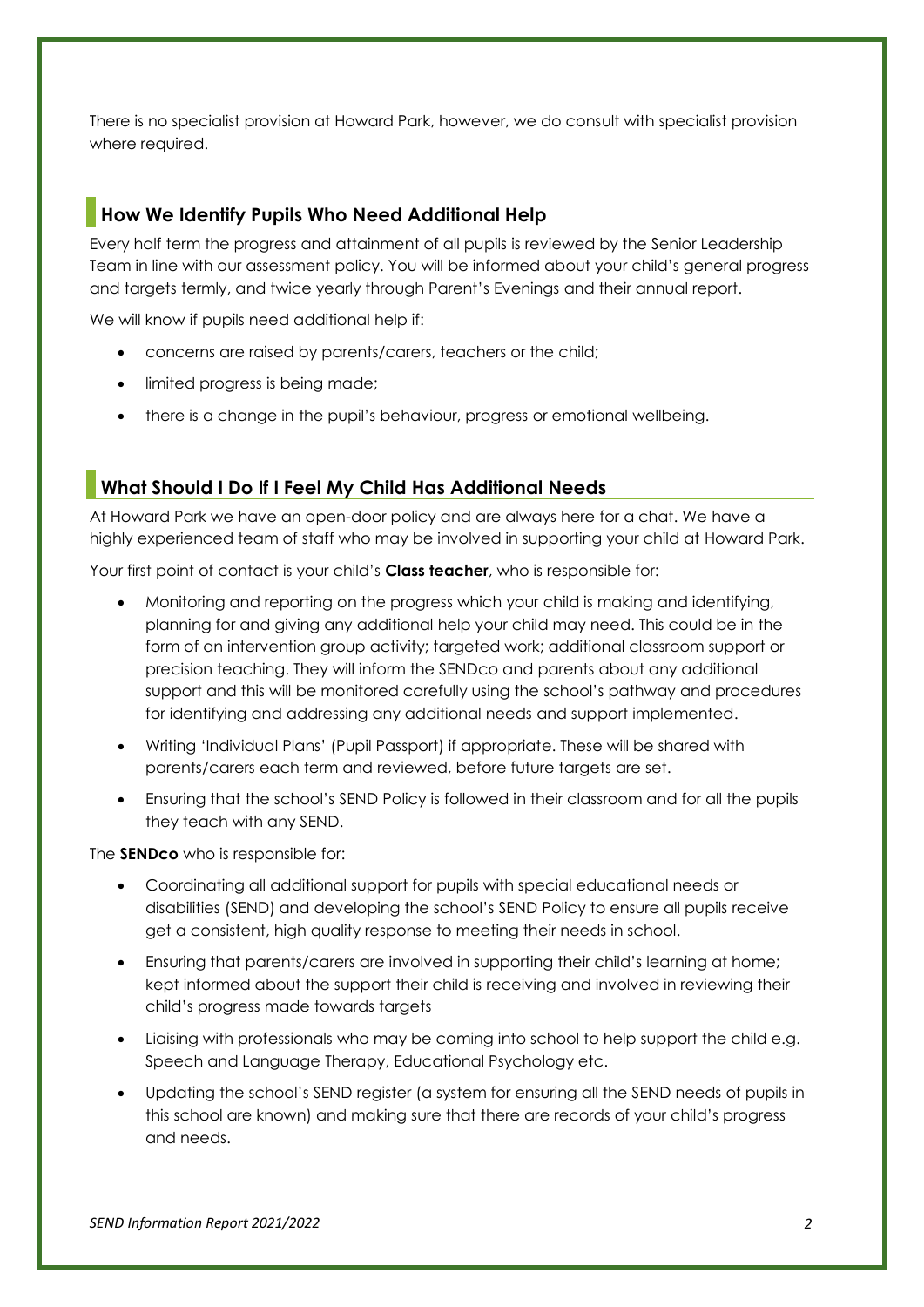There is no specialist provision at Howard Park, however, we do consult with specialist provision where required.

## How We Identify Pupils Who Need Additional Help

Every half term the progress and attainment of all pupils is reviewed by the Senior Leadership Team in line with our assessment policy. You will be informed about your child's general progress and targets termly, and twice yearly through Parent's Evenings and their annual report.

We will know if pupils need additional help if:

- concerns are raised by parents/carers, teachers or the child;
- limited progress is being made;
- there is a change in the pupil's behaviour, progress or emotional wellbeing.

## What Should I Do If I Feel My Child Has Additional Needs

At Howard Park we have an open-door policy and are always here for a chat. We have a highly experienced team of staff who may be involved in supporting your child at Howard Park.

Your first point of contact is your child's **Class teacher**, who is responsible for:

- Monitoring and reporting on the progress which your child is making and identifying, planning for and giving any additional help your child may need. This could be in the form of an intervention group activity; targeted work; additional classroom support or precision teaching. They will inform the SENDco and parents about any additional support and this will be monitored carefully using the school's pathway and procedures for identifying and addressing any additional needs and support implemented.
- Writing 'Individual Plans' (Pupil Passport) if appropriate. These will be shared with parents/carers each term and reviewed, before future targets are set.
- Ensuring that the school's SEND Policy is followed in their classroom and for all the pupils they teach with any SEND.

The **SENDco** who is responsible for:

- Coordinating all additional support for pupils with special educational needs or disabilities (SEND) and developing the school's SEND Policy to ensure all pupils receive get a consistent, high quality response to meeting their needs in school.
- Ensuring that parents/carers are involved in supporting their child's learning at home; kept informed about the support their child is receiving and involved in reviewing their child's progress made towards targets
- Liaising with professionals who may be coming into school to help support the child e.g. Speech and Language Therapy, Educational Psychology etc.
- Updating the school's SEND register (a system for ensuring all the SEND needs of pupils in this school are known) and making sure that there are records of your child's progress and needs.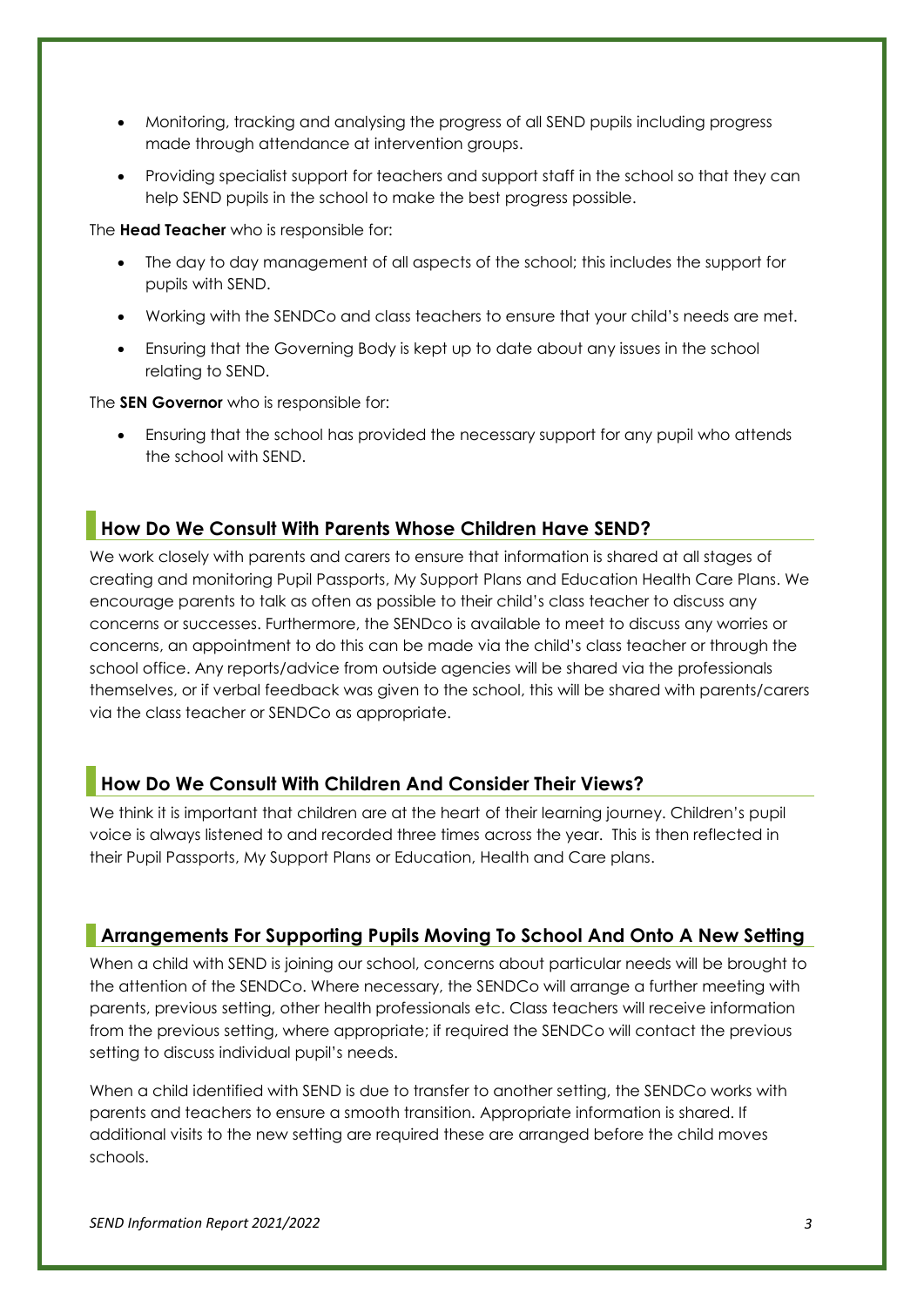- Monitoring, tracking and analysing the progress of all SEND pupils including progress made through attendance at intervention groups.
- Providing specialist support for teachers and support staff in the school so that they can help SEND pupils in the school to make the best progress possible.

The **Head Teacher** who is responsible for:

- The day to day management of all aspects of the school; this includes the support for pupils with SEND.
- Working with the SENDCo and class teachers to ensure that your child's needs are met.
- Ensuring that the Governing Body is kept up to date about any issues in the school relating to SEND.

The **SEN Governor** who is responsible for:

- Ensuring that the school has provided the necessary support for any pupil who attends the school with SEND.

## How Do We Consult With Parents Whose Children Have SEND?

We work closely with parents and carers to ensure that information is shared at all stages of creating and monitoring Pupil Passports, My Support Plans and Education Health Care Plans. We encourage parents to talk as often as possible to their child's class teacher to discuss any concerns or successes. Furthermore, the SENDco is available to meet to discuss any worries or concerns, an appointment to do this can be made via the child's class teacher or through the school office. Any reports/advice from outside agencies will be shared via the professionals themselves, or if verbal feedback was given to the school, this will be shared with parents/carers via the class teacher or SENDCo as appropriate.

## How Do We Consult With Children And Consider Their Views?

We think it is important that children are at the heart of their learning journey. Children's pupil voice is always listened to and recorded three times across the year. This is then reflected in their Pupil Passports, My Support Plans or Education, Health and Care plans.

## Arrangements For Supporting Pupils Moving To School And Onto A New Setting

When a child with SEND is joining our school, concerns about particular needs will be brought to the attention of the SENDCo. Where necessary, the SENDCo will arrange a further meeting with parents, previous setting, other health professionals etc. Class teachers will receive information from the previous setting, where appropriate; if required the SENDCo will contact the previous setting to discuss individual pupil's needs.

When a child identified with SEND is due to transfer to another setting, the SENDCo works with parents and teachers to ensure a smooth transition. Appropriate information is shared. If additional visits to the new setting are required these are arranged before the child moves schools.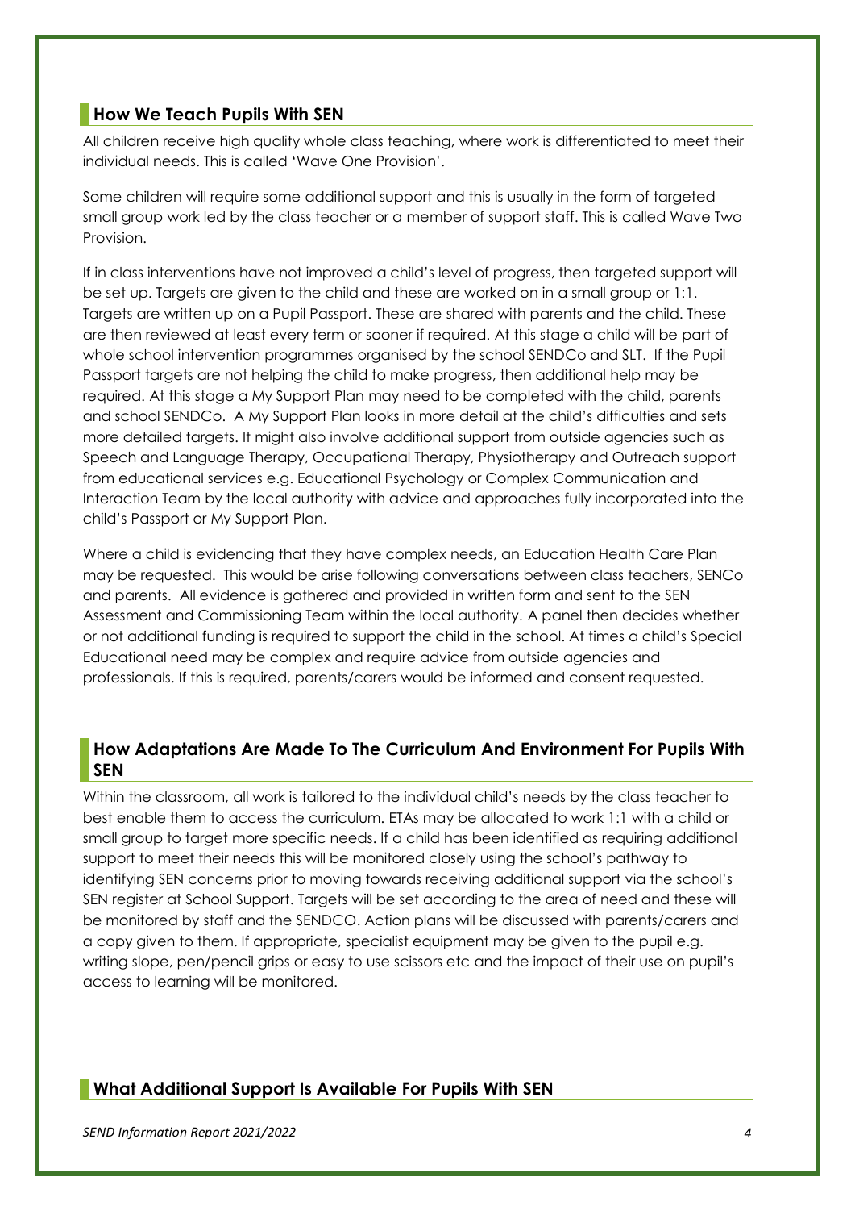## How We Teach Pupils With SEN

All children receive high quality whole class teaching, where work is differentiated to meet their individual needs. This is called 'Wave One Provision'.

Some children will require some additional support and this is usually in the form of targeted small group work led by the class teacher or a member of support staff. This is called Wave Two Provision.

If in class interventions have not improved a child's level of progress, then targeted support will be set up. Targets are given to the child and these are worked on in a small group or 1:1. Targets are written up on a Pupil Passport. These are shared with parents and the child. These are then reviewed at least every term or sooner if required. At this stage a child will be part of whole school intervention programmes organised by the school SENDCo and SLT. If the Pupil Passport targets are not helping the child to make progress, then additional help may be required. At this stage a My Support Plan may need to be completed with the child, parents and school SENDCo. A My Support Plan looks in more detail at the child's difficulties and sets more detailed targets. It might also involve additional support from outside agencies such as Speech and Language Therapy, Occupational Therapy, Physiotherapy and Outreach support from educational services e.g. Educational Psychology or Complex Communication and Interaction Team by the local authority with advice and approaches fully incorporated into the child's Passport or My Support Plan.

Where a child is evidencing that they have complex needs, an Education Health Care Plan may be requested. This would be arise following conversations between class teachers, SENCo and parents. All evidence is gathered and provided in written form and sent to the SEN Assessment and Commissioning Team within the local authority. A panel then decides whether or not additional funding is required to support the child in the school. At times a child's Special Educational need may be complex and require advice from outside agencies and professionals. If this is required, parents/carers would be informed and consent requested.

## How Adaptations Are Made To The Curriculum And Environment For Pupils With SEN

Within the classroom, all work is tailored to the individual child's needs by the class teacher to best enable them to access the curriculum. ETAs may be allocated to work 1:1 with a child or small group to target more specific needs. If a child has been identified as requiring additional support to meet their needs this will be monitored closely using the school's pathway to identifying SEN concerns prior to moving towards receiving additional support via the school's SEN register at School Support. Targets will be set according to the area of need and these will be monitored by staff and the SENDCO. Action plans will be discussed with parents/carers and a copy given to them. If appropriate, specialist equipment may be given to the pupil e.g. writing slope, pen/pencil grips or easy to use scissors etc and the impact of their use on pupil's access to learning will be monitored.

## What Additional Support Is Available For Pupils With SEN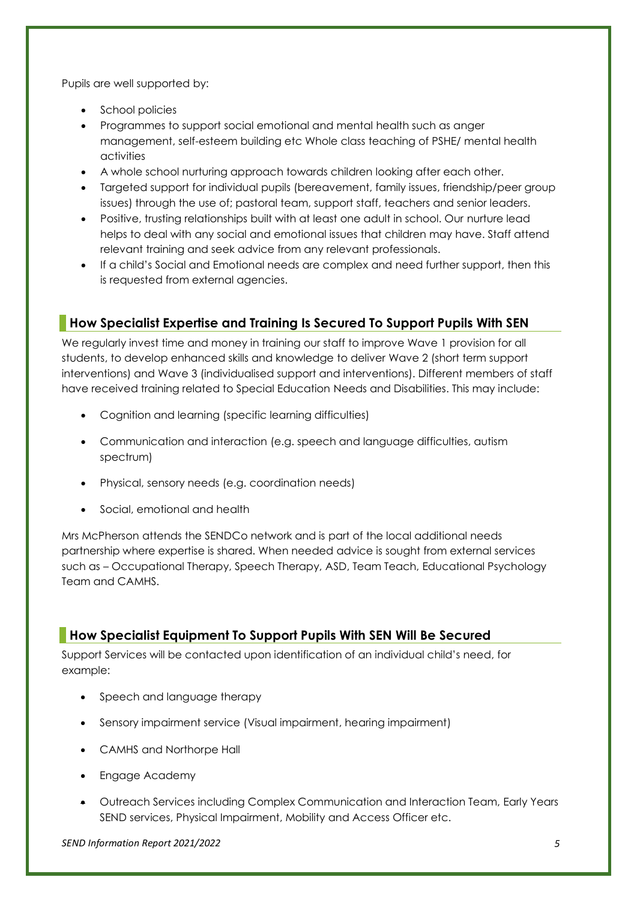Pupils are well supported by:

- School policies
- Programmes to support social emotional and mental health such as anger management, self-esteem building etc Whole class teaching of PSHE/ mental health activities
- A whole school nurturing approach towards children looking after each other.
- Targeted support for individual pupils (bereavement, family issues, friendship/peer group issues) through the use of; pastoral team, support staff, teachers and senior leaders.
- Positive, trusting relationships built with at least one adult in school. Our nurture lead helps to deal with any social and emotional issues that children may have. Staff attend relevant training and seek advice from any relevant professionals.
- If a child's Social and Emotional needs are complex and need further support, then this is requested from external agencies.

## How Specialist Expertise and Training Is Secured To Support Pupils With SEN

We regularly invest time and money in training our staff to improve Wave 1 provision for all students, to develop enhanced skills and knowledge to deliver Wave 2 (short term support interventions) and Wave 3 (individualised support and interventions). Different members of staff have received training related to Special Education Needs and Disabilities. This may include:

- Cognition and learning (specific learning difficulties)
- Communication and interaction (e.g. speech and language difficulties, autism spectrum)
- Physical, sensory needs (e.g. coordination needs)
- Social, emotional and health

Mrs McPherson attends the SENDCo network and is part of the local additional needs partnership where expertise is shared. When needed advice is sought from external services such as – Occupational Therapy, Speech Therapy, ASD, Team Teach, Educational Psychology Team and CAMHS.

## How Specialist Equipment To Support Pupils With SEN Will Be Secured

Support Services will be contacted upon identification of an individual child's need, for example:

- Speech and language therapy
- Sensory impairment service (Visual impairment, hearing impairment)
- CAMHS and Northorpe Hall
- Engage Academy
- Outreach Services including Complex Communication and Interaction Team, Early Years SEND services, Physical Impairment, Mobility and Access Officer etc.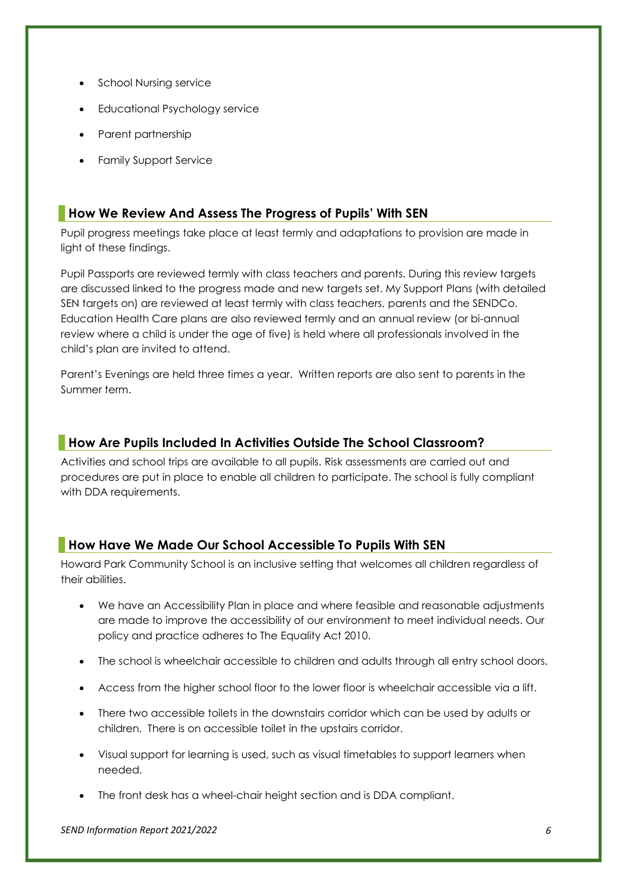- School Nursing service
- Educational Psychology service
- Parent partnership
- Family Support Service

## How We Review And Assess The Progress of Pupils' With SEN

Pupil progress meetings take place at least termly and adaptations to provision are made in light of these findings.

Pupil Passports are reviewed termly with class teachers and parents. During this review targets are discussed linked to the progress made and new targets set. My Support Plans (with detailed SEN targets on) are reviewed at least termly with class teachers, parents and the SENDCo. Education Health Care plans are also reviewed termly and an annual review (or bi-annual review where a child is under the age of five) is held where all professionals involved in the child's plan are invited to attend.

Parent's Evenings are held three times a year. Written reports are also sent to parents in the Summer term.

## How Are Pupils Included In Activities Outside The School Classroom?

Activities and school trips are available to all pupils. Risk assessments are carried out and procedures are put in place to enable all children to participate. The school is fully compliant with DDA requirements.

## How Have We Made Our School Accessible To Pupils With SEN

Howard Park Community School is an inclusive setting that welcomes all children regardless of their abilities.

- We have an Accessibility Plan in place and where feasible and reasonable adjustments are made to improve the accessibility of our environment to meet individual needs. Our policy and practice adheres to The Equality Act 2010.
- The school is wheelchair accessible to children and adults through all entry school doors.
- Access from the higher school floor to the lower floor is wheelchair accessible via a lift.
- There two accessible toilets in the downstairs corridor which can be used by adults or children. There is on accessible toilet in the upstairs corridor.
- Visual support for learning is used, such as visual timetables to support learners when needed.
- The front desk has a wheel-chair height section and is DDA compliant.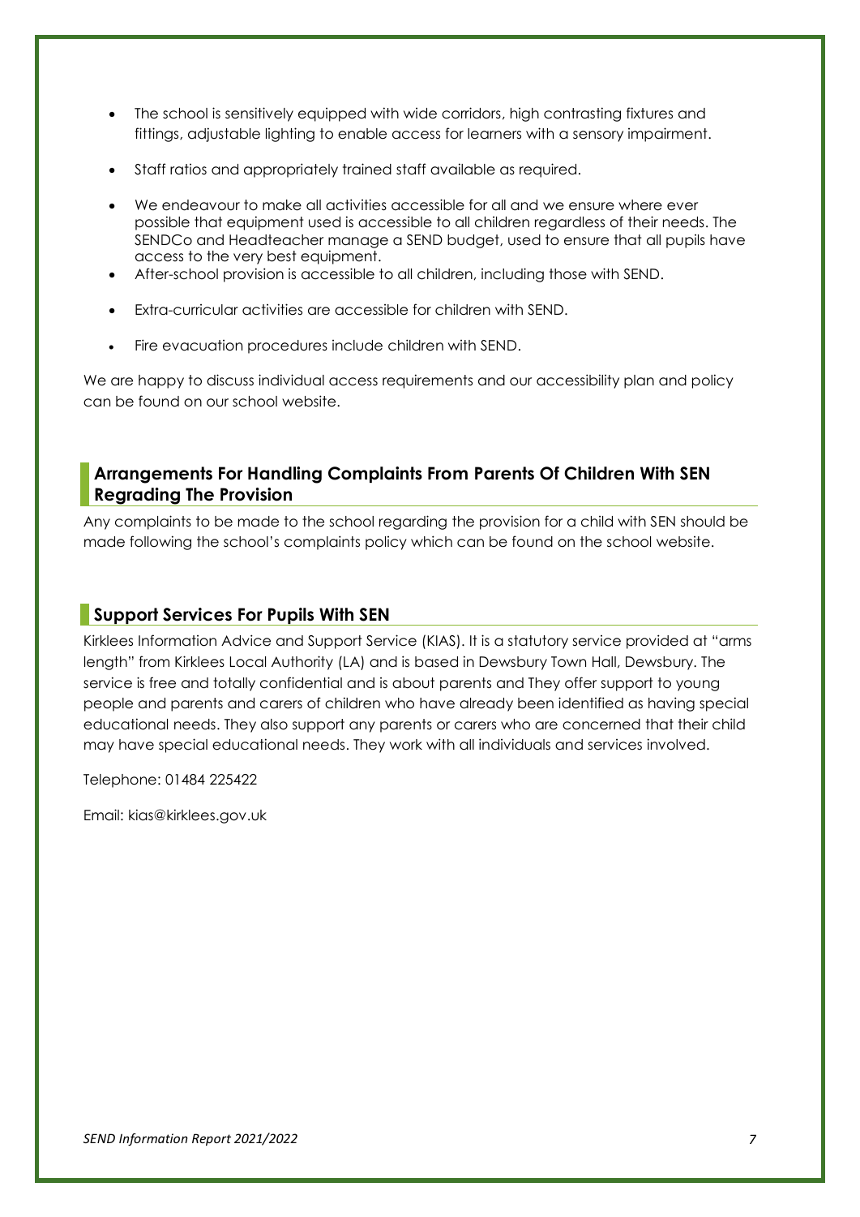- The school is sensitively equipped with wide corridors, high contrasting fixtures and fittings, adjustable lighting to enable access for learners with a sensory impairment.
- Staff ratios and appropriately trained staff available as required.
- We endeavour to make all activities accessible for all and we ensure where ever possible that equipment used is accessible to all children regardless of their needs. The SENDCo and Headteacher manage a SEND budget, used to ensure that all pupils have access to the very best equipment.
- After-school provision is accessible to all children, including those with SEND.
- Extra-curricular activities are accessible for children with SEND.
- Fire evacuation procedures include children with SEND.

We are happy to discuss individual access requirements and our accessibility plan and policy can be found on our school website.

## Arrangements For Handling Complaints From Parents Of Children With SEN Regrading The Provision

Any complaints to be made to the school regarding the provision for a child with SEN should be made following the school's complaints policy which can be found on the school website.

## Support Services For Pupils With SEN

Kirklees Information Advice and Support Service (KIAS). It is a statutory service provided at "arms length" from Kirklees Local Authority (LA) and is based in Dewsbury Town Hall, Dewsbury. The service is free and totally confidential and is about parents and They offer support to young people and parents and carers of children who have already been identified as having special educational needs. They also support any parents or carers who are concerned that their child may have special educational needs. They work with all individuals and services involved.

Telephone: 01484 225422

Email: kias@kirklees.gov.uk